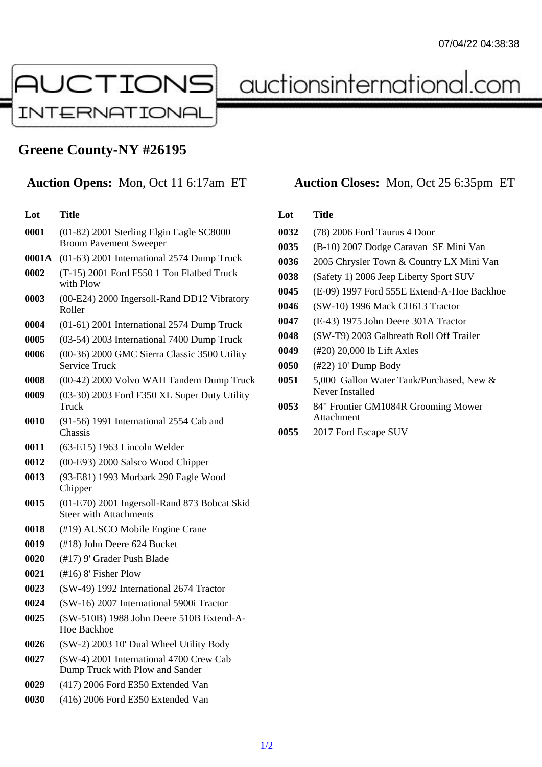# Greene County-NY #26195

**Auction Opens:** Mon, Oct 11 6:17am ET

**Auction Closes:** Mon, Oct 25 6:35pm ET

| Lot | Title |
|---|---|
| 0001 | (01-82) 2001 Sterling Elgin Eagle SC8000 Broom Pavement Sweeper |
| 0001A | (01-63) 2001 International 2574 Dump Truck |
| 0002 | (T-15) 2001 Ford F550 1 Ton Flatbed Truck with Plow |
| 0003 | (00-E24) 2000 Ingersoll-Rand DD12 Vibratory Roller |
| 0004 | (01-61) 2001 International 2574 Dump Truck |
| 0005 | (03-54) 2003 International 7400 Dump Truck |
| 0006 | (00-36) 2000 GMC Sierra Classic 3500 Utility Service Truck |
| 0008 | (00-42) 2000 Volvo WAH Tandem Dump Truck |
| 0009 | (03-30) 2003 Ford F350 XL Super Duty Utility Truck |
| 0010 | (91-56) 1991 International 2554 Cab and Chassis |
| 0011 | (63-E15) 1963 Lincoln Welder |
| 0012 | (00-E93) 2000 Salsco Wood Chipper |
| 0013 | (93-E81) 1993 Morbark 290 Eagle Wood Chipper |
| 0015 | (01-E70) 2001 Ingersoll-Rand 873 Bobcat Skid Steer with Attachments |
| 0018 | (#19) AUSCO Mobile Engine Crane |
| 0019 | (#18) John Deere 624 Bucket |
| 0020 | (#17) 9' Grader Push Blade |
| 0021 | (#16) 8' Fisher Plow |
| 0023 | (SW-49) 1992 International 2674 Tractor |
| 0024 | (SW-16) 2007 International 5900i Tractor |
| 0025 | (SW-510B) 1988 John Deere 510B Extend-A-Hoe Backhoe |
| 0026 | (SW-2) 2003 10' Dual Wheel Utility Body |
| 0027 | (SW-4) 2001 International 4700 Crew Cab Dump Truck with Plow and Sander |
| 0029 | (417) 2006 Ford E350 Extended Van |
| 0030 | (416) 2006 Ford E350 Extended Van |
| 0032 | (78) 2006 Ford Taurus 4 Door |
| 0035 | (B-10) 2007 Dodge Caravan SE Mini Van |
| 0036 | 2005 Chrysler Town & Country LX Mini Van |
| 0038 | (Safety 1) 2006 Jeep Liberty Sport SUV |
| 0045 | (E-09) 1997 Ford 555E Extend-A-Hoe Backhoe |
| 0046 | (SW-10) 1996 Mack CH613 Tractor |
| 0047 | (E-43) 1975 John Deere 301A Tractor |
| 0048 | (SW-T9) 2003 Galbreath Roll Off Trailer |
| 0049 | (#20) 20,000 lb Lift Axles |
| 0050 | (#22) 10' Dump Body |
| 0051 | 5,000 Gallon Water Tank/Purchased, New & Never Installed |
| 0053 | 84" Frontier GM1084R Grooming Mower Attachment |
| 0055 | 2017 Ford Escape SUV |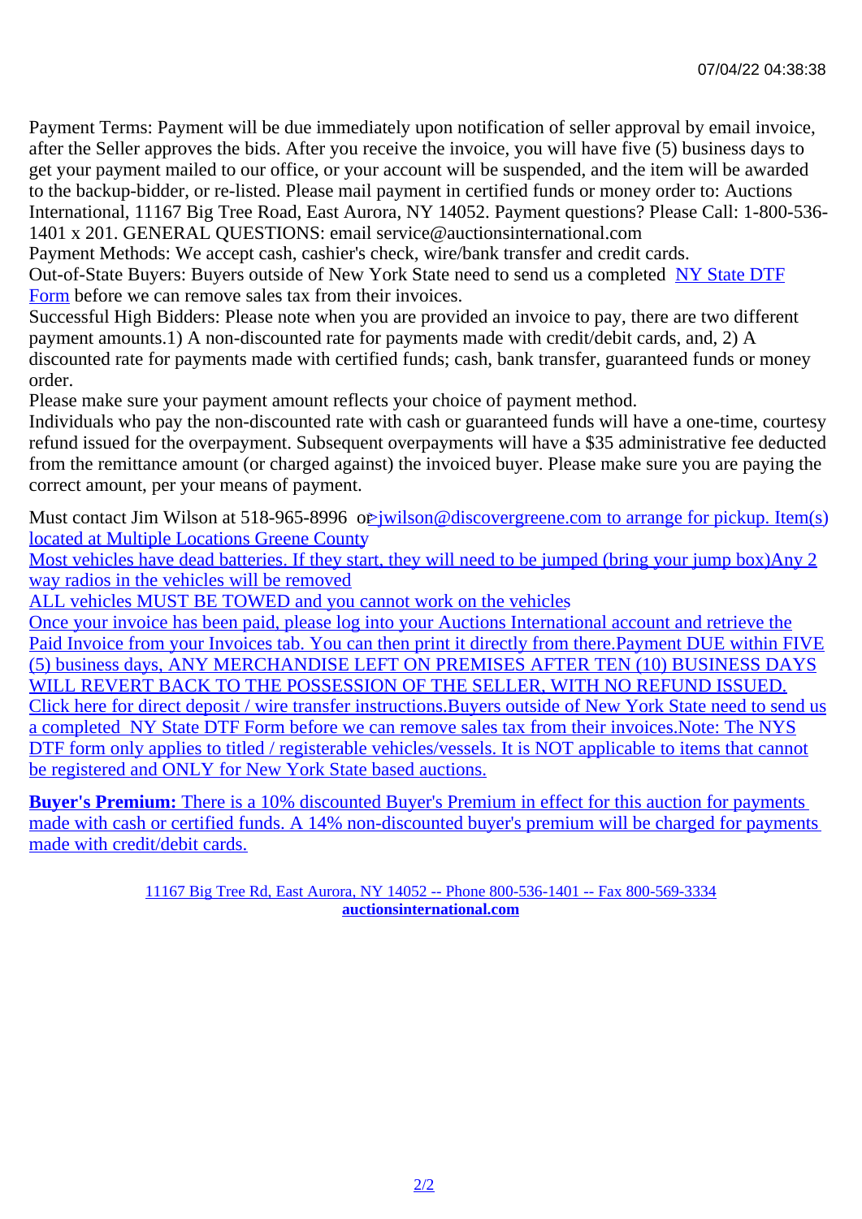Payment Terms: Payment will be due immediately upon notification of seller approval by email invoice, after the Seller approves the bids. After you receive the invoice, you will have five (5) business days to get your payment mailed to our office, or your account will be suspended, and the item will be awarded to the backup-bidder, or re-listed. Please mail payment in certified funds or money order to: Auctions International, 11167 Big Tree Road, East Aurora, NY 14052. Payment questions? Please Call: 1-800-536-1401 x 201. GENERAL QUESTIONS: email service@auctionsinternational.com
Payment Methods: We accept cash, cashier's check, wire/bank transfer and credit cards.
Out-of-State Buyers: Buyers outside of New York State need to send us a completed NY State DTF Form before we can remove sales tax from their invoices.
Successful High Bidders: Please note when you are provided an invoice to pay, there are two different payment amounts.1) A non-discounted rate for payments made with credit/debit cards, and, 2) A discounted rate for payments made with certified funds; cash, bank transfer, guaranteed funds or money order.
Please make sure your payment amount reflects your choice of payment method.
Individuals who pay the non-discounted rate with cash or guaranteed funds will have a one-time, courtesy refund issued for the overpayment. Subsequent overpayments will have a $35 administrative fee deducted from the remittance amount (or charged against) the invoiced buyer. Please make sure you are paying the correct amount, per your means of payment.

Must contact Jim Wilson at 518-965-8996 or jwilson@discovergreene.com to arrange for pickup. Item(s) located at Multiple Locations Greene County
Most vehicles have dead batteries. If they start, they will need to be jumped (bring your jump box)Any 2 way radios in the vehicles will be removed
ALL vehicles MUST BE TOWED and you cannot work on the vehicles
Once your invoice has been paid, please log into your Auctions International account and retrieve the Paid Invoice from your Invoices tab. You can then print it directly from there.Payment DUE within FIVE (5) business days, ANY MERCHANDISE LEFT ON PREMISES AFTER TEN (10) BUSINESS DAYS WILL REVERT BACK TO THE POSSESSION OF THE SELLER, WITH NO REFUND ISSUED.
Click here for direct deposit / wire transfer instructions.Buyers outside of New York State need to send us a completed NY State DTF Form before we can remove sales tax from their invoices.Note: The NYS DTF form only applies to titled / registerable vehicles/vessels. It is NOT applicable to items that cannot be registered and ONLY for New York State based auctions.

**Buyer's Premium:** There is a 10% discounted Buyer's Premium in effect for this auction for payments made with cash or certified funds. A 14% non-discounted buyer's premium will be charged for payments made with credit/debit cards.